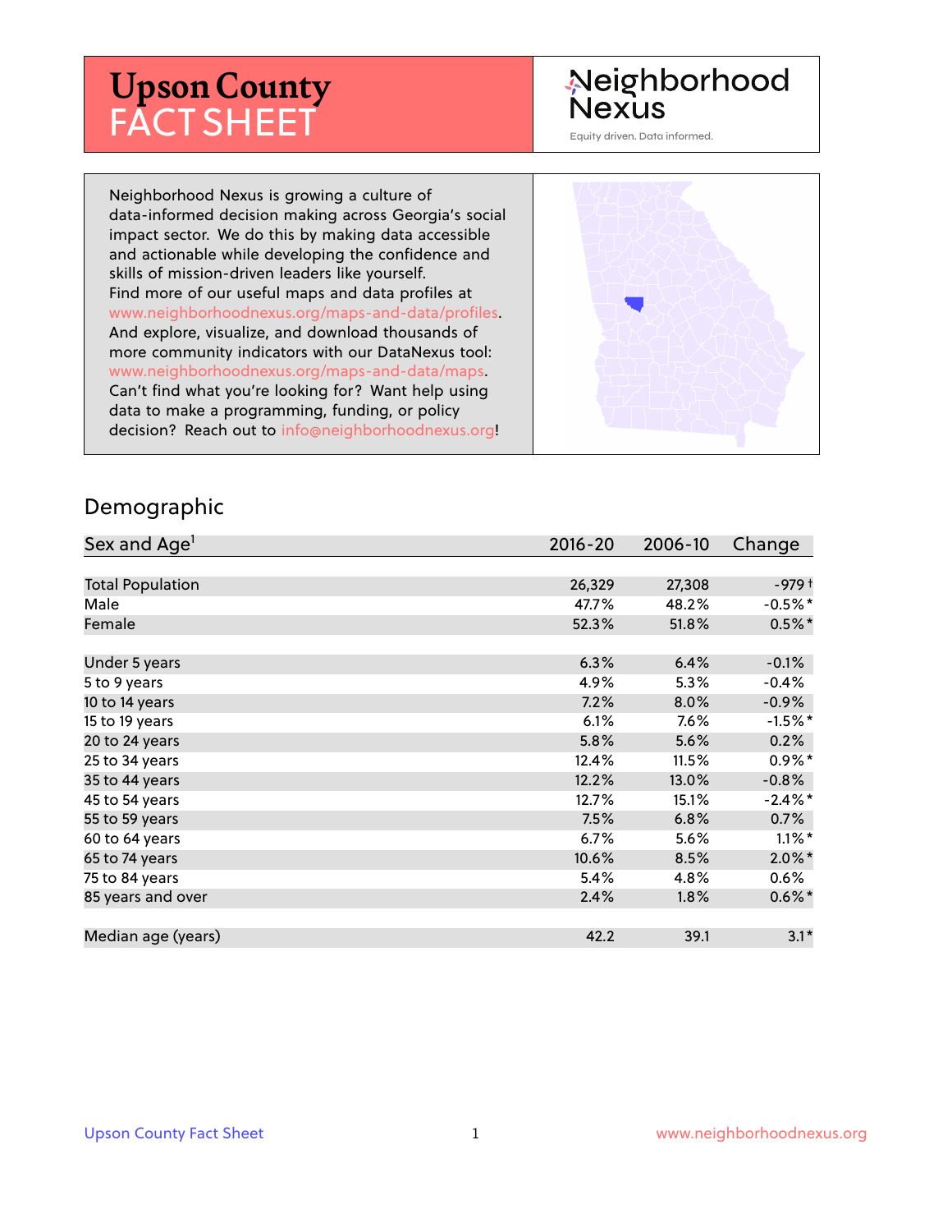# Upson County FACT SHEET

Neighborhood Nexus

Equity driven. Data informed.

Neighborhood Nexus is growing a culture of data-informed decision making across Georgia's social impact sector. We do this by making data accessible and actionable while developing the confidence and skills of mission-driven leaders like yourself. Find more of our useful maps and data profiles at www.neighborhoodnexus.org/maps-and-data/profiles. And explore, visualize, and download thousands of more community indicators with our DataNexus tool: www.neighborhoodnexus.org/maps-and-data/maps. Can't find what you're looking for? Want help using data to make a programming, funding, or policy decision? Reach out to info@neighborhoodnexus.org!

## Demographic

| Sex and Age[1] | 2016-20 | 2006-10 | Change |
|---|---|---|---|
| Total Population | 26,329 | 27,308 | -979 † |
| Male | 47.7% | 48.2% | -0.5%* |
| Female | 52.3% | 51.8% | 0.5%* |
| Under 5 years | 6.3% | 6.4% | -0.1% |
| 5 to 9 years | 4.9% | 5.3% | -0.4% |
| 10 to 14 years | 7.2% | 8.0% | -0.9% |
| 15 to 19 years | 6.1% | 7.6% | -1.5%* |
| 20 to 24 years | 5.8% | 5.6% | 0.2% |
| 25 to 34 years | 12.4% | 11.5% | 0.9%* |
| 35 to 44 years | 12.2% | 13.0% | -0.8% |
| 45 to 54 years | 12.7% | 15.1% | -2.4%* |
| 55 to 59 years | 7.5% | 6.8% | 0.7% |
| 60 to 64 years | 6.7% | 5.6% | 1.1%* |
| 65 to 74 years | 10.6% | 8.5% | 2.0%* |
| 75 to 84 years | 5.4% | 4.8% | 0.6% |
| 85 years and over | 2.4% | 1.8% | 0.6%* |
| Median age (years) | 42.2 | 39.1 | 3.1* |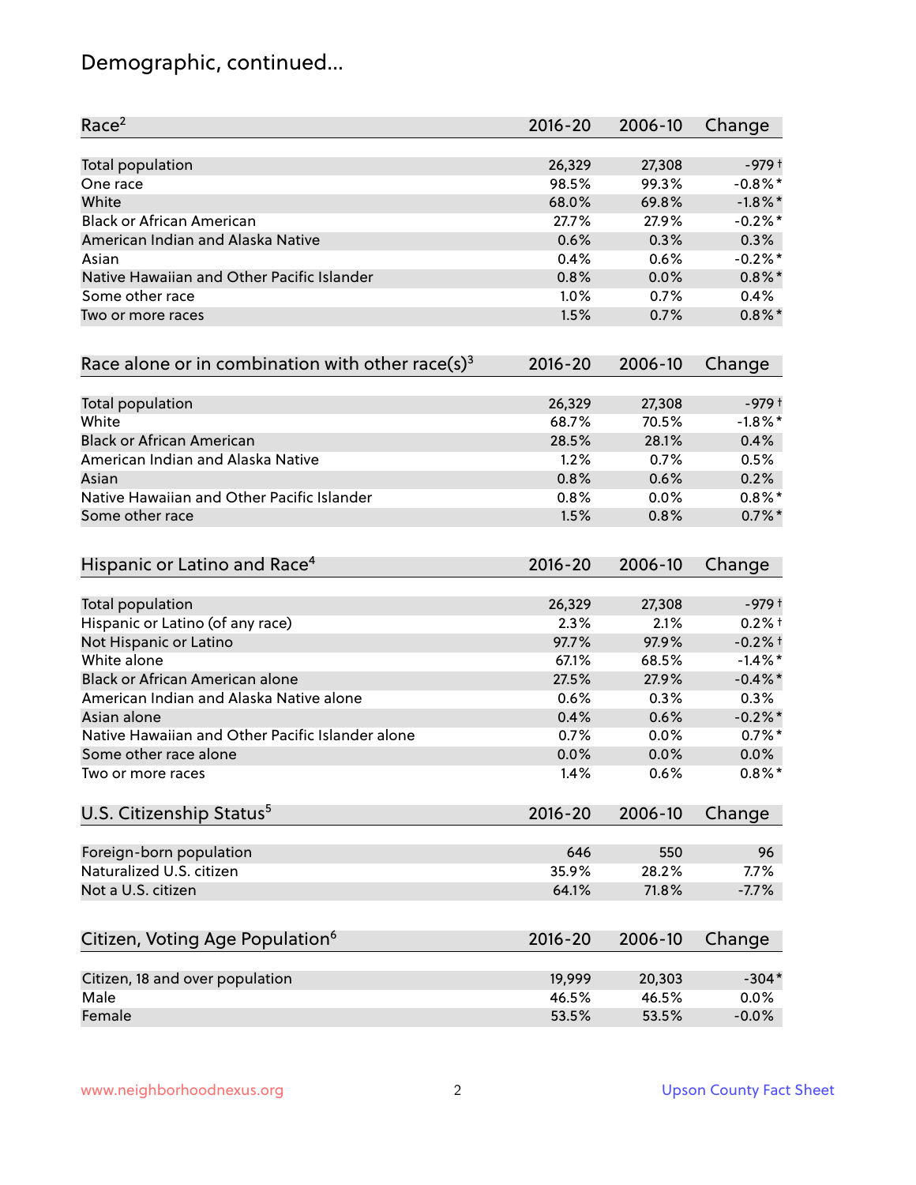## Demographic, continued...

| Race[2] | 2016-20 | 2006-10 | Change |
|---|---|---|---|
| Total population | 26,329 | 27,308 | -979 † |
| One race | 98.5% | 99.3% | -0.8% * |
| White | 68.0% | 69.8% | -1.8% * |
| Black or African American | 27.7% | 27.9% | -0.2% * |
| American Indian and Alaska Native | 0.6% | 0.3% | 0.3% |
| Asian | 0.4% | 0.6% | -0.2% * |
| Native Hawaiian and Other Pacific Islander | 0.8% | 0.0% | 0.8% * |
| Some other race | 1.0% | 0.7% | 0.4% |
| Two or more races | 1.5% | 0.7% | 0.8% * |

| Race alone or in combination with other race(s)[3] | 2016-20 | 2006-10 | Change |
|---|---|---|---|
| Total population | 26,329 | 27,308 | -979 † |
| White | 68.7% | 70.5% | -1.8% * |
| Black or African American | 28.5% | 28.1% | 0.4% |
| American Indian and Alaska Native | 1.2% | 0.7% | 0.5% |
| Asian | 0.8% | 0.6% | 0.2% |
| Native Hawaiian and Other Pacific Islander | 0.8% | 0.0% | 0.8% * |
| Some other race | 1.5% | 0.8% | 0.7% * |

| Hispanic or Latino and Race[4] | 2016-20 | 2006-10 | Change |
|---|---|---|---|
| Total population | 26,329 | 27,308 | -979 † |
| Hispanic or Latino (of any race) | 2.3% | 2.1% | 0.2% † |
| Not Hispanic or Latino | 97.7% | 97.9% | -0.2% † |
| White alone | 67.1% | 68.5% | -1.4% * |
| Black or African American alone | 27.5% | 27.9% | -0.4% * |
| American Indian and Alaska Native alone | 0.6% | 0.3% | 0.3% |
| Asian alone | 0.4% | 0.6% | -0.2% * |
| Native Hawaiian and Other Pacific Islander alone | 0.7% | 0.0% | 0.7% * |
| Some other race alone | 0.0% | 0.0% | 0.0% |
| Two or more races | 1.4% | 0.6% | 0.8% * |

| U.S. Citizenship Status[5] | 2016-20 | 2006-10 | Change |
|---|---|---|---|
| Foreign-born population | 646 | 550 | 96 |
| Naturalized U.S. citizen | 35.9% | 28.2% | 7.7% |
| Not a U.S. citizen | 64.1% | 71.8% | -7.7% |

| Citizen, Voting Age Population[6] | 2016-20 | 2006-10 | Change |
|---|---|---|---|
| Citizen, 18 and over population | 19,999 | 20,303 | -304 * |
| Male | 46.5% | 46.5% | 0.0% |
| Female | 53.5% | 53.5% | -0.0% |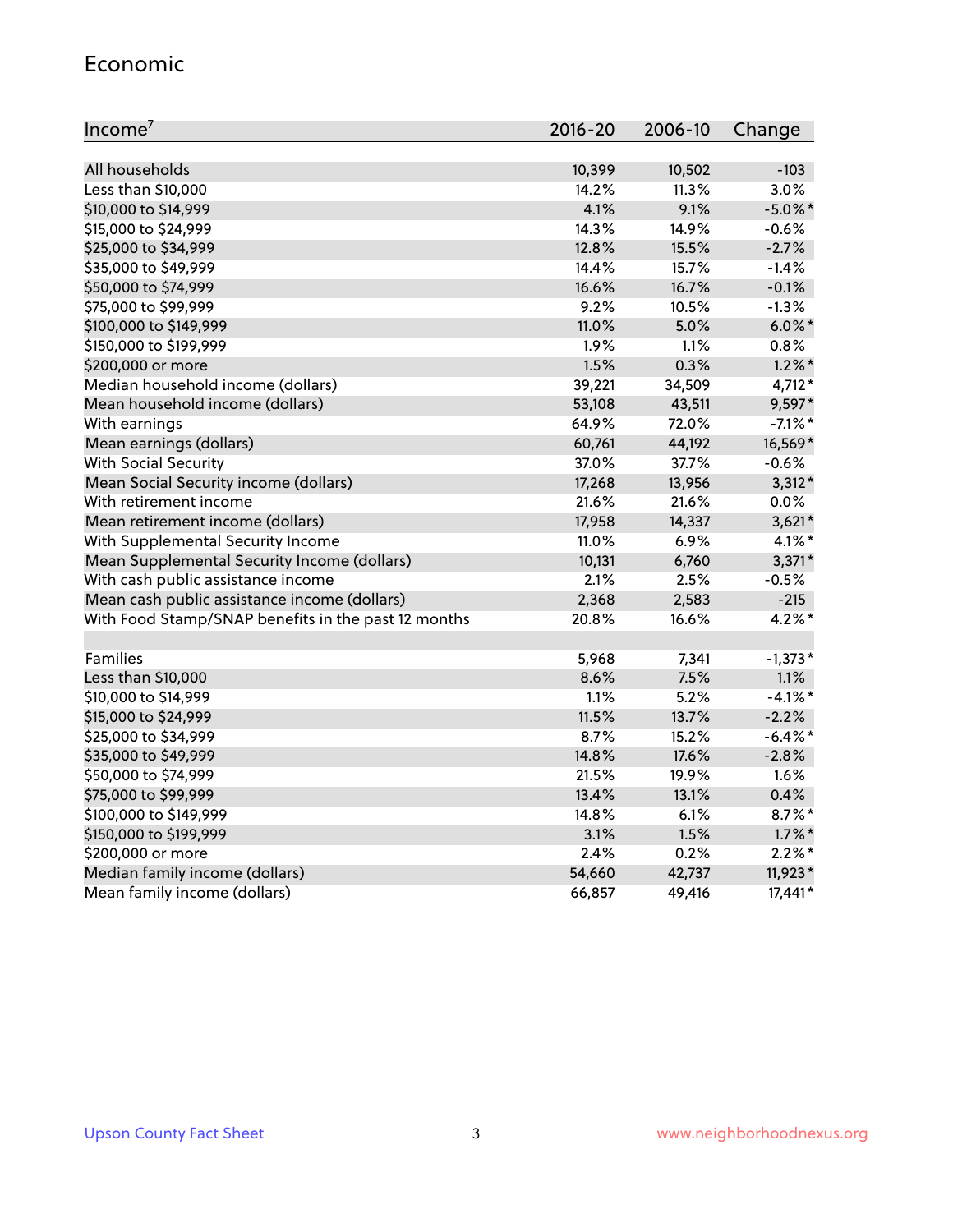## Economic

| Income[7] | 2016-20 | 2006-10 | Change |
|---|---|---|---|
| All households | 10,399 | 10,502 | -103 |
| Less than $10,000 | 14.2% | 11.3% | 3.0% |
| $10,000 to $14,999 | 4.1% | 9.1% | -5.0%* |
| $15,000 to $24,999 | 14.3% | 14.9% | -0.6% |
| $25,000 to $34,999 | 12.8% | 15.5% | -2.7% |
| $35,000 to $49,999 | 14.4% | 15.7% | -1.4% |
| $50,000 to $74,999 | 16.6% | 16.7% | -0.1% |
| $75,000 to $99,999 | 9.2% | 10.5% | -1.3% |
| $100,000 to $149,999 | 11.0% | 5.0% | 6.0%* |
| $150,000 to $199,999 | 1.9% | 1.1% | 0.8% |
| $200,000 or more | 1.5% | 0.3% | 1.2%* |
| Median household income (dollars) | 39,221 | 34,509 | 4,712* |
| Mean household income (dollars) | 53,108 | 43,511 | 9,597* |
| With earnings | 64.9% | 72.0% | -7.1%* |
| Mean earnings (dollars) | 60,761 | 44,192 | 16,569* |
| With Social Security | 37.0% | 37.7% | -0.6% |
| Mean Social Security income (dollars) | 17,268 | 13,956 | 3,312* |
| With retirement income | 21.6% | 21.6% | 0.0% |
| Mean retirement income (dollars) | 17,958 | 14,337 | 3,621* |
| With Supplemental Security Income | 11.0% | 6.9% | 4.1%* |
| Mean Supplemental Security Income (dollars) | 10,131 | 6,760 | 3,371* |
| With cash public assistance income | 2.1% | 2.5% | -0.5% |
| Mean cash public assistance income (dollars) | 2,368 | 2,583 | -215 |
| With Food Stamp/SNAP benefits in the past 12 months | 20.8% | 16.6% | 4.2%* |
| | | | |
| Families | 5,968 | 7,341 | -1,373* |
| Less than $10,000 | 8.6% | 7.5% | 1.1% |
| $10,000 to $14,999 | 1.1% | 5.2% | -4.1%* |
| $15,000 to $24,999 | 11.5% | 13.7% | -2.2% |
| $25,000 to $34,999 | 8.7% | 15.2% | -6.4%* |
| $35,000 to $49,999 | 14.8% | 17.6% | -2.8% |
| $50,000 to $74,999 | 21.5% | 19.9% | 1.6% |
| $75,000 to $99,999 | 13.4% | 13.1% | 0.4% |
| $100,000 to $149,999 | 14.8% | 6.1% | 8.7%* |
| $150,000 to $199,999 | 3.1% | 1.5% | 1.7%* |
| $200,000 or more | 2.4% | 0.2% | 2.2%* |
| Median family income (dollars) | 54,660 | 42,737 | 11,923* |
| Mean family income (dollars) | 66,857 | 49,416 | 17,441* |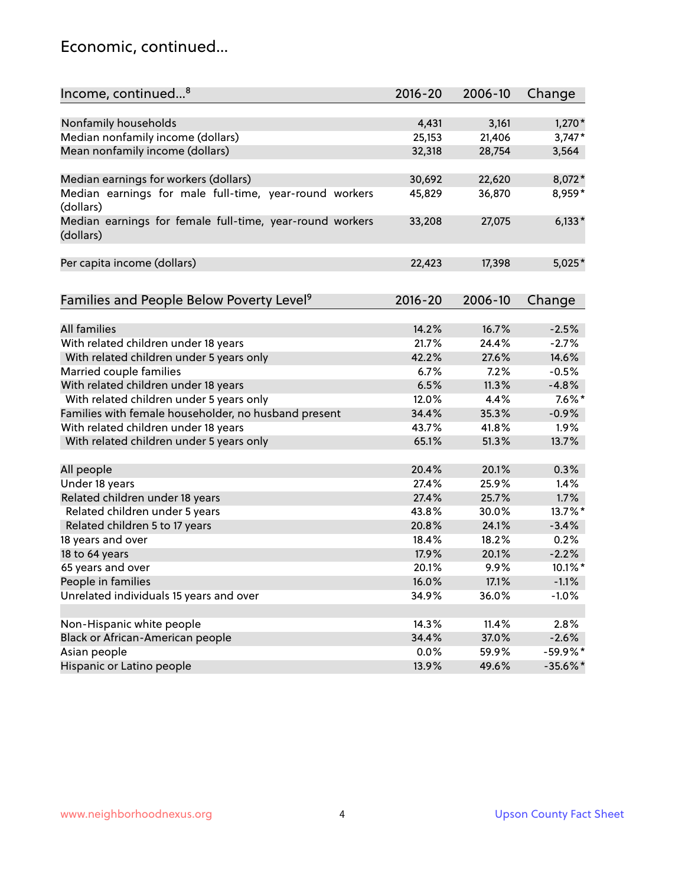## Economic, continued...

| Income, continued...[8] | 2016-20 | 2006-10 | Change |
|---|---|---|---|
| Nonfamily households | 4,431 | 3,161 | 1,270* |
| Median nonfamily income (dollars) | 25,153 | 21,406 | 3,747* |
| Mean nonfamily income (dollars) | 32,318 | 28,754 | 3,564 |
| Median earnings for workers (dollars) | 30,692 | 22,620 | 8,072* |
| Median earnings for male full-time, year-round workers (dollars) | 45,829 | 36,870 | 8,959* |
| Median earnings for female full-time, year-round workers (dollars) | 33,208 | 27,075 | 6,133* |
| Per capita income (dollars) | 22,423 | 17,398 | 5,025* |

| Families and People Below Poverty Level[9] | 2016-20 | 2006-10 | Change |
|---|---|---|---|
| All families | 14.2% | 16.7% | -2.5% |
| With related children under 18 years | 21.7% | 24.4% | -2.7% |
| With related children under 5 years only | 42.2% | 27.6% | 14.6% |
| Married couple families | 6.7% | 7.2% | -0.5% |
| With related children under 18 years | 6.5% | 11.3% | -4.8% |
| With related children under 5 years only | 12.0% | 4.4% | 7.6%* |
| Families with female householder, no husband present | 34.4% | 35.3% | -0.9% |
| With related children under 18 years | 43.7% | 41.8% | 1.9% |
| With related children under 5 years only | 65.1% | 51.3% | 13.7% |
| All people | 20.4% | 20.1% | 0.3% |
| Under 18 years | 27.4% | 25.9% | 1.4% |
| Related children under 18 years | 27.4% | 25.7% | 1.7% |
| Related children under 5 years | 43.8% | 30.0% | 13.7%* |
| Related children 5 to 17 years | 20.8% | 24.1% | -3.4% |
| 18 years and over | 18.4% | 18.2% | 0.2% |
| 18 to 64 years | 17.9% | 20.1% | -2.2% |
| 65 years and over | 20.1% | 9.9% | 10.1%* |
| People in families | 16.0% | 17.1% | -1.1% |
| Unrelated individuals 15 years and over | 34.9% | 36.0% | -1.0% |
| Non-Hispanic white people | 14.3% | 11.4% | 2.8% |
| Black or African-American people | 34.4% | 37.0% | -2.6% |
| Asian people | 0.0% | 59.9% | -59.9%* |
| Hispanic or Latino people | 13.9% | 49.6% | -35.6%* |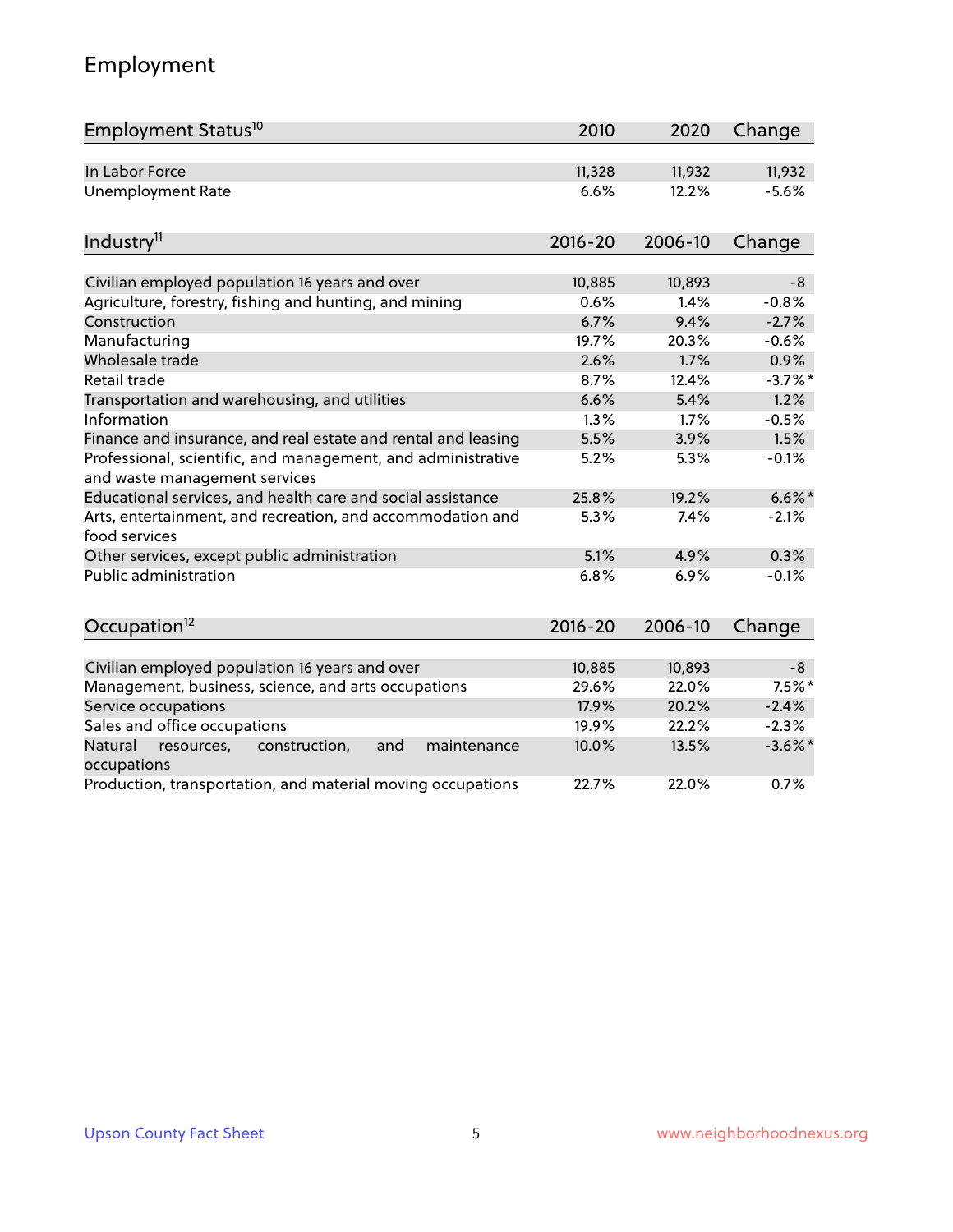# Employment

| Employment Status[10] | 2010 | 2020 | Change |
|---|---|---|---|
| In Labor Force | 11,328 | 11,932 | 11,932 |
| Unemployment Rate | 6.6% | 12.2% | -5.6% |

| Industry[11] | 2016-20 | 2006-10 | Change |
|---|---|---|---|
| Civilian employed population 16 years and over | 10,885 | 10,893 | -8 |
| Agriculture, forestry, fishing and hunting, and mining | 0.6% | 1.4% | -0.8% |
| Construction | 6.7% | 9.4% | -2.7% |
| Manufacturing | 19.7% | 20.3% | -0.6% |
| Wholesale trade | 2.6% | 1.7% | 0.9% |
| Retail trade | 8.7% | 12.4% | -3.7%* |
| Transportation and warehousing, and utilities | 6.6% | 5.4% | 1.2% |
| Information | 1.3% | 1.7% | -0.5% |
| Finance and insurance, and real estate and rental and leasing | 5.5% | 3.9% | 1.5% |
| Professional, scientific, and management, and administrative and waste management services | 5.2% | 5.3% | -0.1% |
| Educational services, and health care and social assistance | 25.8% | 19.2% | 6.6%* |
| Arts, entertainment, and recreation, and accommodation and food services | 5.3% | 7.4% | -2.1% |
| Other services, except public administration | 5.1% | 4.9% | 0.3% |
| Public administration | 6.8% | 6.9% | -0.1% |

| Occupation[12] | 2016-20 | 2006-10 | Change |
|---|---|---|---|
| Civilian employed population 16 years and over | 10,885 | 10,893 | -8 |
| Management, business, science, and arts occupations | 29.6% | 22.0% | 7.5%* |
| Service occupations | 17.9% | 20.2% | -2.4% |
| Sales and office occupations | 19.9% | 22.2% | -2.3% |
| Natural resources, construction, and maintenance occupations | 10.0% | 13.5% | -3.6%* |
| Production, transportation, and material moving occupations | 22.7% | 22.0% | 0.7% |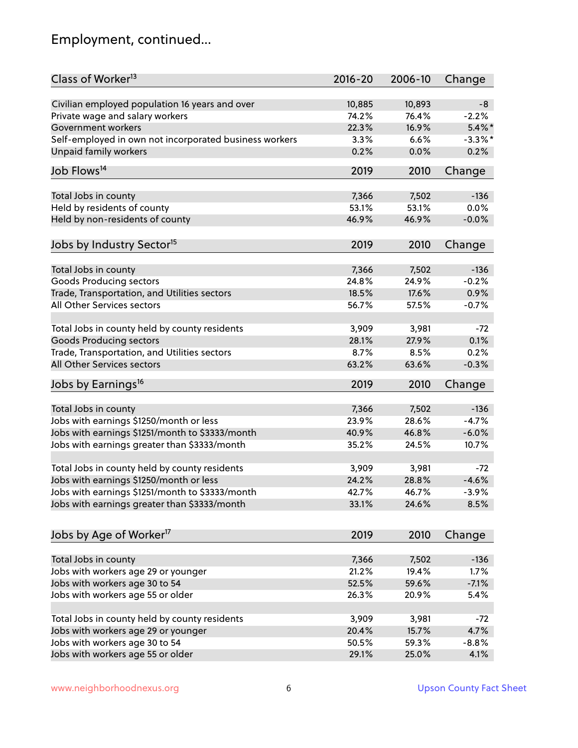## Employment, continued...

| Class of Worker[13] | 2016-20 | 2006-10 | Change |
|---|---|---|---|
| Civilian employed population 16 years and over | 10,885 | 10,893 | -8 |
| Private wage and salary workers | 74.2% | 76.4% | -2.2% |
| Government workers | 22.3% | 16.9% | 5.4%* |
| Self-employed in own not incorporated business workers | 3.3% | 6.6% | -3.3%* |
| Unpaid family workers | 0.2% | 0.0% | 0.2% |

| Job Flows[14] | 2019 | 2010 | Change |
|---|---|---|---|
| Total Jobs in county | 7,366 | 7,502 | -136 |
| Held by residents of county | 53.1% | 53.1% | 0.0% |
| Held by non-residents of county | 46.9% | 46.9% | -0.0% |

| Jobs by Industry Sector[15] | 2019 | 2010 | Change |
|---|---|---|---|
| Total Jobs in county | 7,366 | 7,502 | -136 |
| Goods Producing sectors | 24.8% | 24.9% | -0.2% |
| Trade, Transportation, and Utilities sectors | 18.5% | 17.6% | 0.9% |
| All Other Services sectors | 56.7% | 57.5% | -0.7% |
| | | | |
| Total Jobs in county held by county residents | 3,909 | 3,981 | -72 |
| Goods Producing sectors | 28.1% | 27.9% | 0.1% |
| Trade, Transportation, and Utilities sectors | 8.7% | 8.5% | 0.2% |
| All Other Services sectors | 63.2% | 63.6% | -0.3% |

| Jobs by Earnings[16] | 2019 | 2010 | Change |
|---|---|---|---|
| Total Jobs in county | 7,366 | 7,502 | -136 |
| Jobs with earnings $1250/month or less | 23.9% | 28.6% | -4.7% |
| Jobs with earnings $1251/month to $3333/month | 40.9% | 46.8% | -6.0% |
| Jobs with earnings greater than $3333/month | 35.2% | 24.5% | 10.7% |
| | | | |
| Total Jobs in county held by county residents | 3,909 | 3,981 | -72 |
| Jobs with earnings $1250/month or less | 24.2% | 28.8% | -4.6% |
| Jobs with earnings $1251/month to $3333/month | 42.7% | 46.7% | -3.9% |
| Jobs with earnings greater than $3333/month | 33.1% | 24.6% | 8.5% |

| Jobs by Age of Worker[17] | 2019 | 2010 | Change |
|---|---|---|---|
| Total Jobs in county | 7,366 | 7,502 | -136 |
| Jobs with workers age 29 or younger | 21.2% | 19.4% | 1.7% |
| Jobs with workers age 30 to 54 | 52.5% | 59.6% | -7.1% |
| Jobs with workers age 55 or older | 26.3% | 20.9% | 5.4% |
| | | | |
| Total Jobs in county held by county residents | 3,909 | 3,981 | -72 |
| Jobs with workers age 29 or younger | 20.4% | 15.7% | 4.7% |
| Jobs with workers age 30 to 54 | 50.5% | 59.3% | -8.8% |
| Jobs with workers age 55 or older | 29.1% | 25.0% | 4.1% |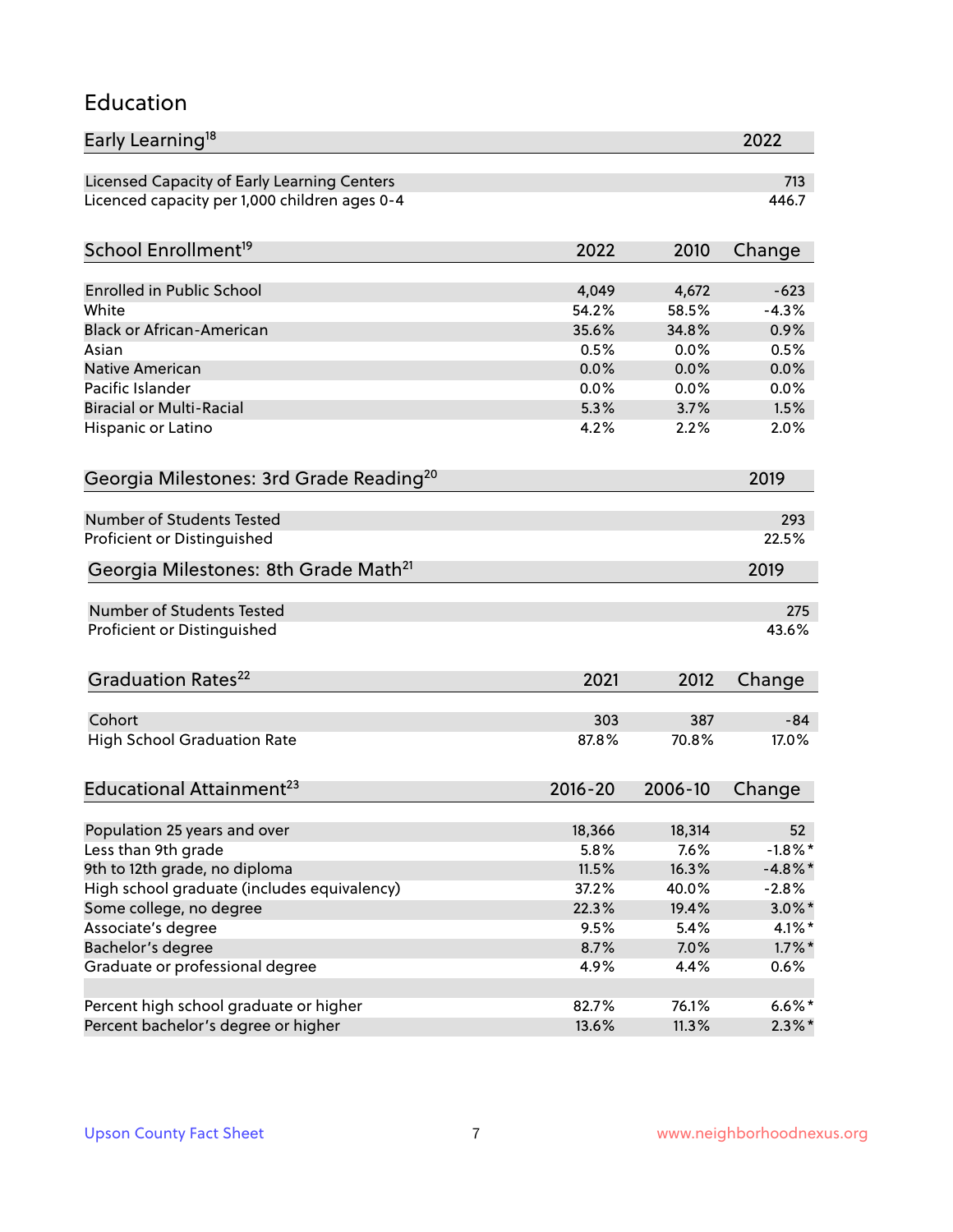## Education

| Early Learning[18] | 2022 |
|---|---|
| Licensed Capacity of Early Learning Centers | 713 |
| Licenced capacity per 1,000 children ages 0-4 | 446.7 |

| School Enrollment[19] | 2022 | 2010 | Change |
|---|---|---|---|
| Enrolled in Public School | 4,049 | 4,672 | -623 |
| White | 54.2% | 58.5% | -4.3% |
| Black or African-American | 35.6% | 34.8% | 0.9% |
| Asian | 0.5% | 0.0% | 0.5% |
| Native American | 0.0% | 0.0% | 0.0% |
| Pacific Islander | 0.0% | 0.0% | 0.0% |
| Biracial or Multi-Racial | 5.3% | 3.7% | 1.5% |
| Hispanic or Latino | 4.2% | 2.2% | 2.0% |

| Georgia Milestones: 3rd Grade Reading[20] | 2019 |
|---|---|
| Number of Students Tested | 293 |
| Proficient or Distinguished | 22.5% |

| Georgia Milestones: 8th Grade Math[21] | 2019 |
|---|---|
| Number of Students Tested | 275 |
| Proficient or Distinguished | 43.6% |

| Graduation Rates[22] | 2021 | 2012 | Change |
|---|---|---|---|
| Cohort | 303 | 387 | -84 |
| High School Graduation Rate | 87.8% | 70.8% | 17.0% |

| Educational Attainment[23] | 2016-20 | 2006-10 | Change |
|---|---|---|---|
| Population 25 years and over | 18,366 | 18,314 | 52 |
| Less than 9th grade | 5.8% | 7.6% | -1.8%* |
| 9th to 12th grade, no diploma | 11.5% | 16.3% | -4.8%* |
| High school graduate (includes equivalency) | 37.2% | 40.0% | -2.8% |
| Some college, no degree | 22.3% | 19.4% | 3.0%* |
| Associate's degree | 9.5% | 5.4% | 4.1%* |
| Bachelor's degree | 8.7% | 7.0% | 1.7%* |
| Graduate or professional degree | 4.9% | 4.4% | 0.6% |
| | | | |
| Percent high school graduate or higher | 82.7% | 76.1% | 6.6%* |
| Percent bachelor's degree or higher | 13.6% | 11.3% | 2.3%* |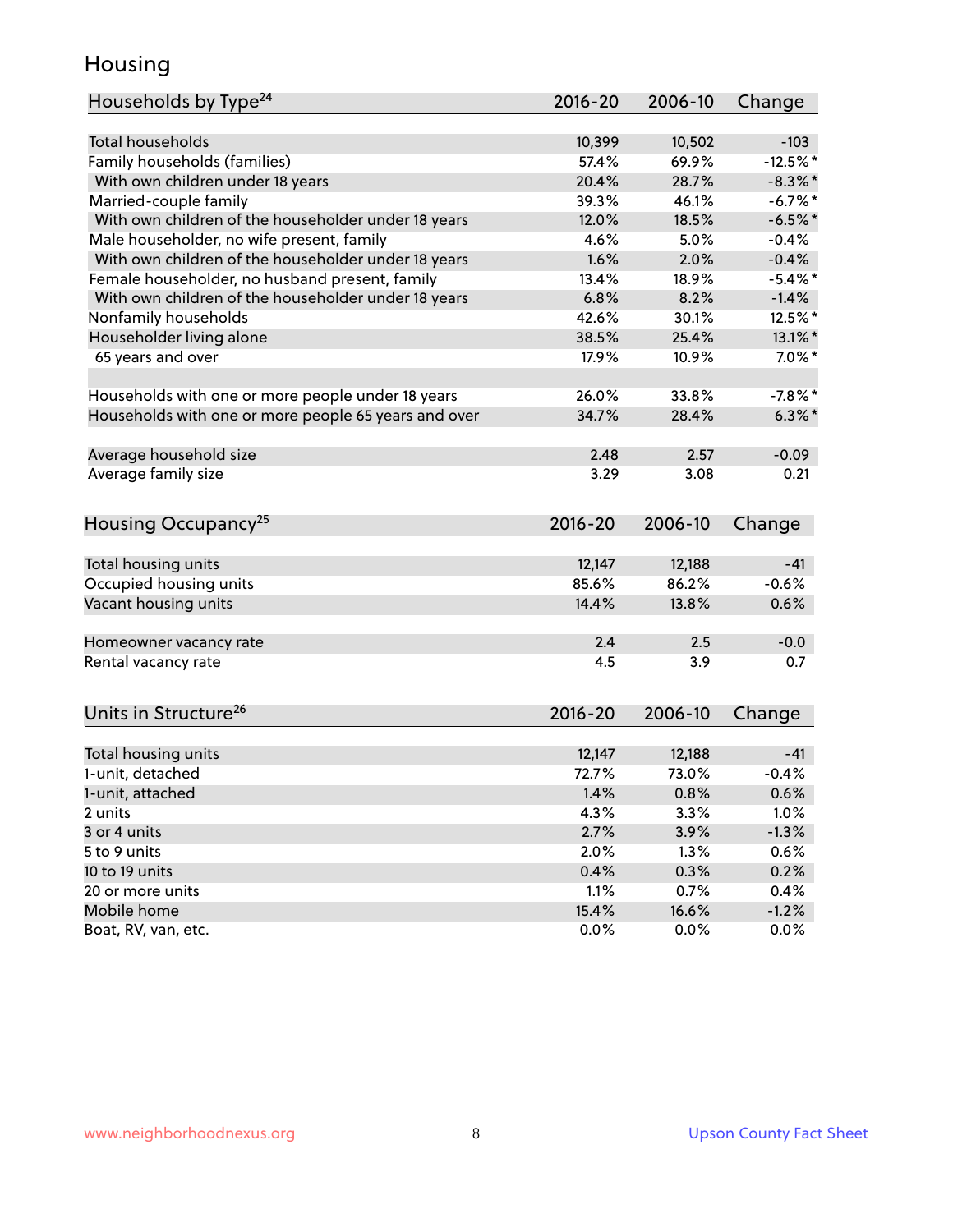# Housing

| Households by Type[24] | 2016-20 | 2006-10 | Change |
|---|---|---|---|
| Total households | 10,399 | 10,502 | -103 |
| Family households (families) | 57.4% | 69.9% | -12.5%* |
| With own children under 18 years | 20.4% | 28.7% | -8.3%* |
| Married-couple family | 39.3% | 46.1% | -6.7%* |
| With own children of the householder under 18 years | 12.0% | 18.5% | -6.5%* |
| Male householder, no wife present, family | 4.6% | 5.0% | -0.4% |
| With own children of the householder under 18 years | 1.6% | 2.0% | -0.4% |
| Female householder, no husband present, family | 13.4% | 18.9% | -5.4%* |
| With own children of the householder under 18 years | 6.8% | 8.2% | -1.4% |
| Nonfamily households | 42.6% | 30.1% | 12.5%* |
| Householder living alone | 38.5% | 25.4% | 13.1%* |
| 65 years and over | 17.9% | 10.9% | 7.0%* |
| | | | |
| Households with one or more people under 18 years | 26.0% | 33.8% | -7.8%* |
| Households with one or more people 65 years and over | 34.7% | 28.4% | 6.3%* |
| | | | |
| Average household size | 2.48 | 2.57 | -0.09 |
| Average family size | 3.29 | 3.08 | 0.21 |

| Housing Occupancy[25] | 2016-20 | 2006-10 | Change |
|---|---|---|---|
| Total housing units | 12,147 | 12,188 | -41 |
| Occupied housing units | 85.6% | 86.2% | -0.6% |
| Vacant housing units | 14.4% | 13.8% | 0.6% |
| | | | |
| Homeowner vacancy rate | 2.4 | 2.5 | -0.0 |
| Rental vacancy rate | 4.5 | 3.9 | 0.7 |

| Units in Structure[26] | 2016-20 | 2006-10 | Change |
|---|---|---|---|
| Total housing units | 12,147 | 12,188 | -41 |
| 1-unit, detached | 72.7% | 73.0% | -0.4% |
| 1-unit, attached | 1.4% | 0.8% | 0.6% |
| 2 units | 4.3% | 3.3% | 1.0% |
| 3 or 4 units | 2.7% | 3.9% | -1.3% |
| 5 to 9 units | 2.0% | 1.3% | 0.6% |
| 10 to 19 units | 0.4% | 0.3% | 0.2% |
| 20 or more units | 1.1% | 0.7% | 0.4% |
| Mobile home | 15.4% | 16.6% | -1.2% |
| Boat, RV, van, etc. | 0.0% | 0.0% | 0.0% |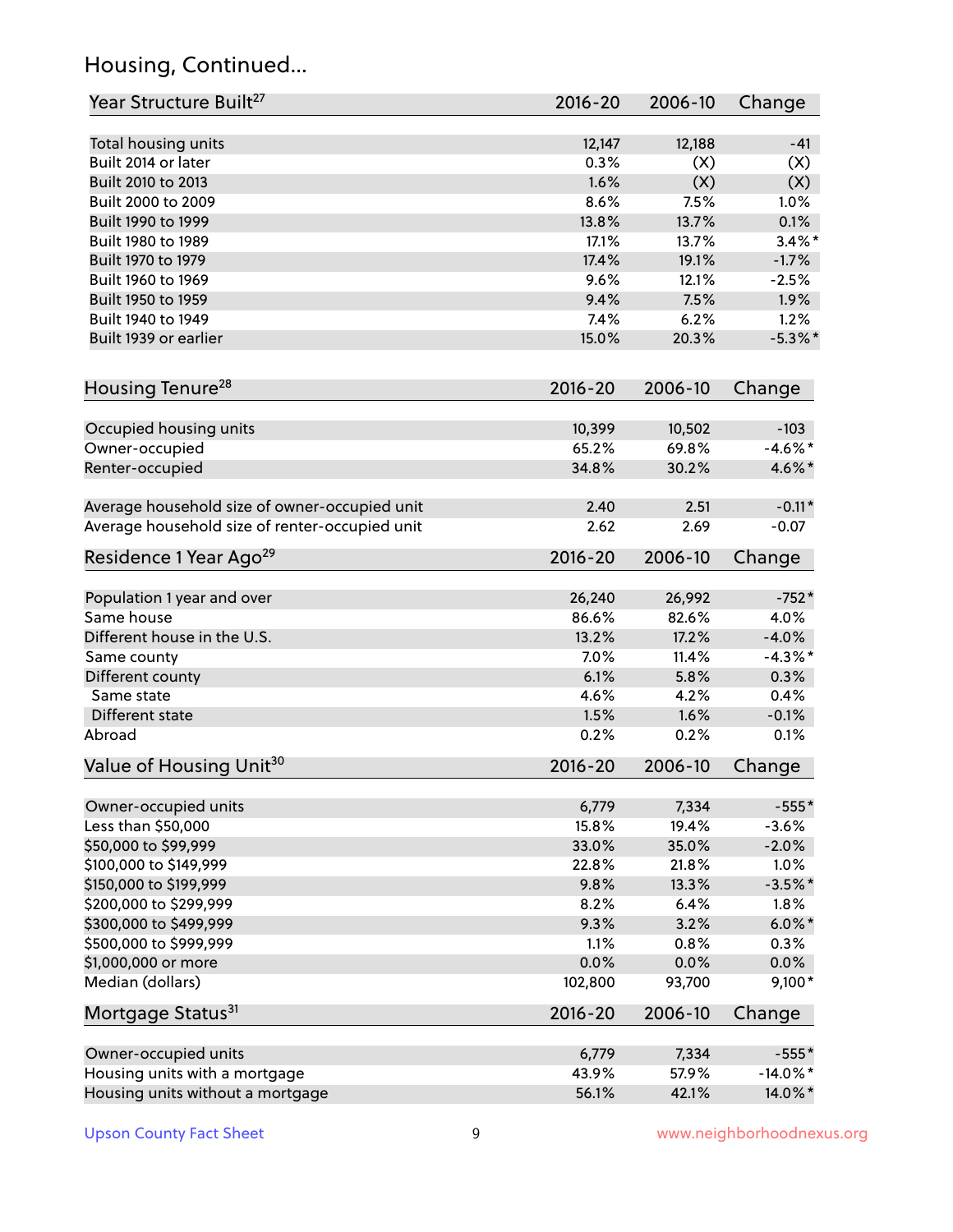## Housing, Continued...

| Year Structure Built[27] | 2016-20 | 2006-10 | Change |
|---|---|---|---|
| Total housing units | 12,147 | 12,188 | -41 |
| Built 2014 or later | 0.3% | (X) | (X) |
| Built 2010 to 2013 | 1.6% | (X) | (X) |
| Built 2000 to 2009 | 8.6% | 7.5% | 1.0% |
| Built 1990 to 1999 | 13.8% | 13.7% | 0.1% |
| Built 1980 to 1989 | 17.1% | 13.7% | 3.4%* |
| Built 1970 to 1979 | 17.4% | 19.1% | -1.7% |
| Built 1960 to 1969 | 9.6% | 12.1% | -2.5% |
| Built 1950 to 1959 | 9.4% | 7.5% | 1.9% |
| Built 1940 to 1949 | 7.4% | 6.2% | 1.2% |
| Built 1939 or earlier | 15.0% | 20.3% | -5.3%* |

| Housing Tenure[28] | 2016-20 | 2006-10 | Change |
|---|---|---|---|
| Occupied housing units | 10,399 | 10,502 | -103 |
| Owner-occupied | 65.2% | 69.8% | -4.6%* |
| Renter-occupied | 34.8% | 30.2% | 4.6%* |
| Average household size of owner-occupied unit | 2.40 | 2.51 | -0.11* |
| Average household size of renter-occupied unit | 2.62 | 2.69 | -0.07 |

| Residence 1 Year Ago[29] | 2016-20 | 2006-10 | Change |
|---|---|---|---|
| Population 1 year and over | 26,240 | 26,992 | -752* |
| Same house | 86.6% | 82.6% | 4.0% |
| Different house in the U.S. | 13.2% | 17.2% | -4.0% |
| Same county | 7.0% | 11.4% | -4.3%* |
| Different county | 6.1% | 5.8% | 0.3% |
| Same state | 4.6% | 4.2% | 0.4% |
| Different state | 1.5% | 1.6% | -0.1% |
| Abroad | 0.2% | 0.2% | 0.1% |

| Value of Housing Unit[30] | 2016-20 | 2006-10 | Change |
|---|---|---|---|
| Owner-occupied units | 6,779 | 7,334 | -555* |
| Less than $50,000 | 15.8% | 19.4% | -3.6% |
| $50,000 to $99,999 | 33.0% | 35.0% | -2.0% |
| $100,000 to $149,999 | 22.8% | 21.8% | 1.0% |
| $150,000 to $199,999 | 9.8% | 13.3% | -3.5%* |
| $200,000 to $299,999 | 8.2% | 6.4% | 1.8% |
| $300,000 to $499,999 | 9.3% | 3.2% | 6.0%* |
| $500,000 to $999,999 | 1.1% | 0.8% | 0.3% |
| $1,000,000 or more | 0.0% | 0.0% | 0.0% |
| Median (dollars) | 102,800 | 93,700 | 9,100* |

| Mortgage Status[31] | 2016-20 | 2006-10 | Change |
|---|---|---|---|
| Owner-occupied units | 6,779 | 7,334 | -555* |
| Housing units with a mortgage | 43.9% | 57.9% | -14.0%* |
| Housing units without a mortgage | 56.1% | 42.1% | 14.0%* |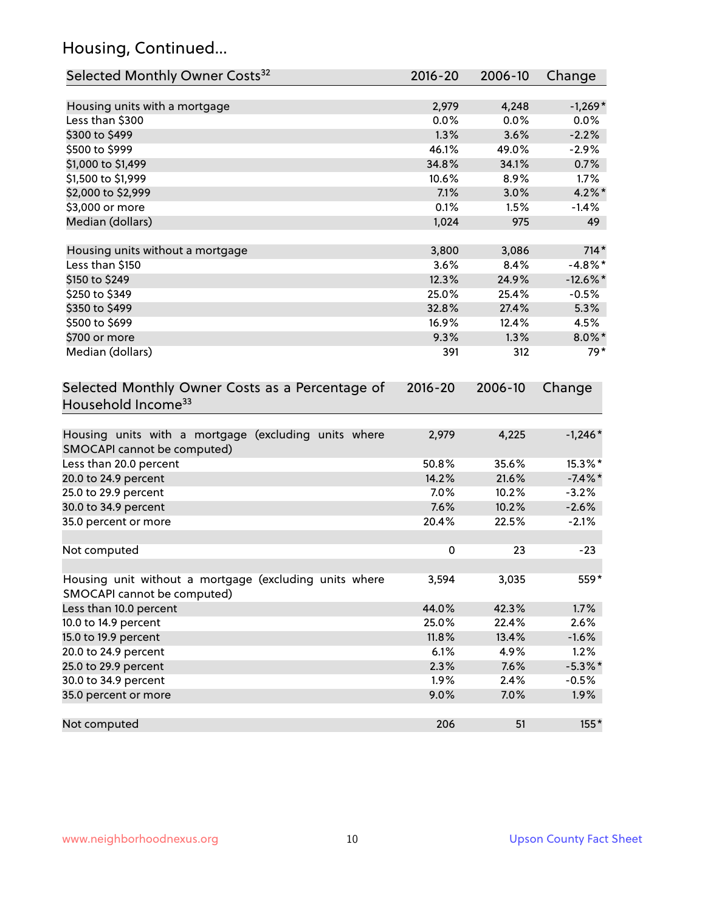## Housing, Continued...

| Selected Monthly Owner Costs[32] | 2016-20 | 2006-10 | Change |
|---|---|---|---|
| Housing units with a mortgage | 2,979 | 4,248 | -1,269* |
| Less than $300 | 0.0% | 0.0% | 0.0% |
| $300 to $499 | 1.3% | 3.6% | -2.2% |
| $500 to $999 | 46.1% | 49.0% | -2.9% |
| $1,000 to $1,499 | 34.8% | 34.1% | 0.7% |
| $1,500 to $1,999 | 10.6% | 8.9% | 1.7% |
| $2,000 to $2,999 | 7.1% | 3.0% | 4.2%* |
| $3,000 or more | 0.1% | 1.5% | -1.4% |
| Median (dollars) | 1,024 | 975 | 49 |
| | | | |
| Housing units without a mortgage | 3,800 | 3,086 | 714* |
| Less than $150 | 3.6% | 8.4% | -4.8%* |
| $150 to $249 | 12.3% | 24.9% | -12.6%* |
| $250 to $349 | 25.0% | 25.4% | -0.5% |
| $350 to $499 | 32.8% | 27.4% | 5.3% |
| $500 to $699 | 16.9% | 12.4% | 4.5% |
| $700 or more | 9.3% | 1.3% | 8.0%* |
| Median (dollars) | 391 | 312 | 79* |

| Selected Monthly Owner Costs as a Percentage of Household Income[33] | 2016-20 | 2006-10 | Change |
|---|---|---|---|
| Housing units with a mortgage (excluding units where SMOCAPI cannot be computed) | 2,979 | 4,225 | -1,246* |
| Less than 20.0 percent | 50.8% | 35.6% | 15.3%* |
| 20.0 to 24.9 percent | 14.2% | 21.6% | -7.4%* |
| 25.0 to 29.9 percent | 7.0% | 10.2% | -3.2% |
| 30.0 to 34.9 percent | 7.6% | 10.2% | -2.6% |
| 35.0 percent or more | 20.4% | 22.5% | -2.1% |
| | | | |
| Not computed | 0 | 23 | -23 |
| | | | |
| Housing unit without a mortgage (excluding units where SMOCAPI cannot be computed) | 3,594 | 3,035 | 559* |
| Less than 10.0 percent | 44.0% | 42.3% | 1.7% |
| 10.0 to 14.9 percent | 25.0% | 22.4% | 2.6% |
| 15.0 to 19.9 percent | 11.8% | 13.4% | -1.6% |
| 20.0 to 24.9 percent | 6.1% | 4.9% | 1.2% |
| 25.0 to 29.9 percent | 2.3% | 7.6% | -5.3%* |
| 30.0 to 34.9 percent | 1.9% | 2.4% | -0.5% |
| 35.0 percent or more | 9.0% | 7.0% | 1.9% |
| | | | |
| Not computed | 206 | 51 | 155* |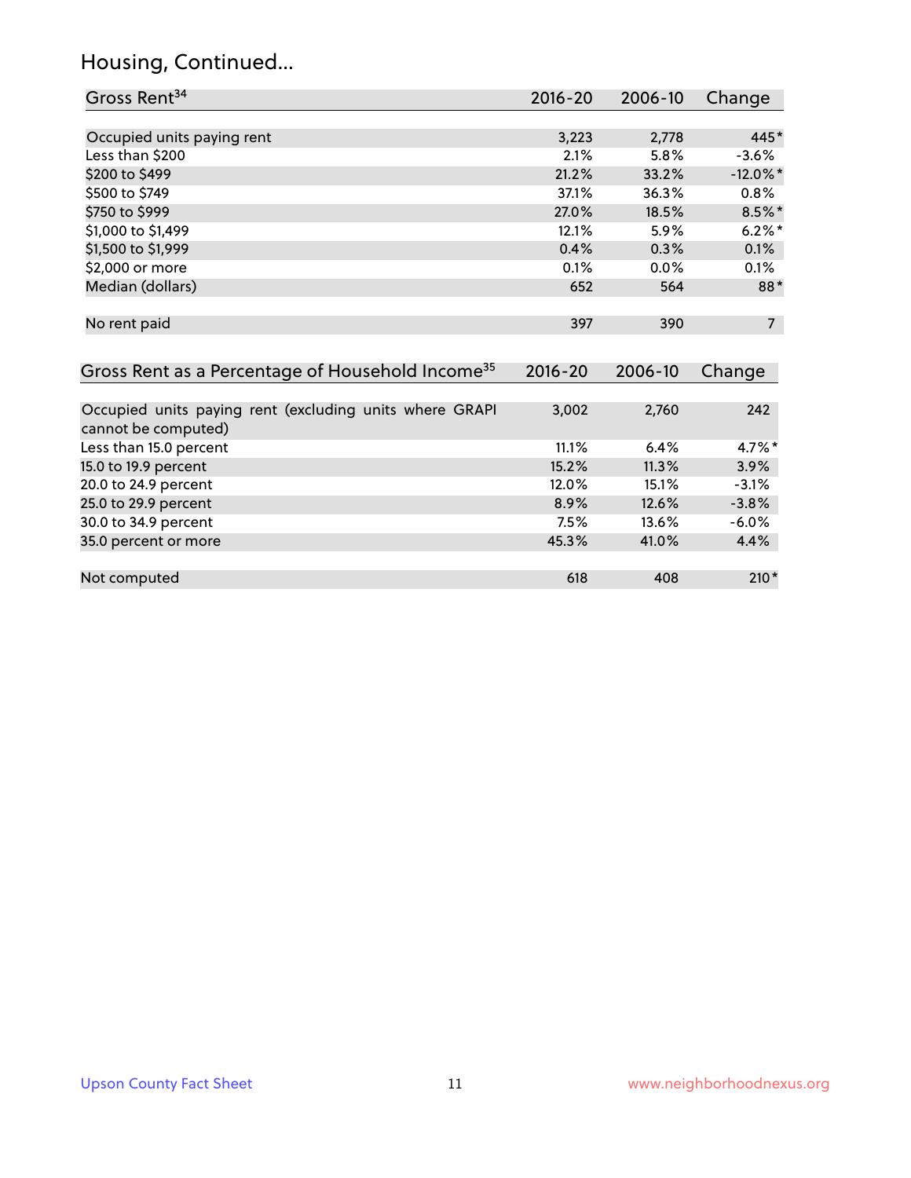## Housing, Continued...

| Gross Rent[34] | 2016-20 | 2006-10 | Change |
|---|---|---|---|
| Occupied units paying rent | 3,223 | 2,778 | 445* |
| Less than $200 | 2.1% | 5.8% | -3.6% |
| $200 to $499 | 21.2% | 33.2% | -12.0%* |
| $500 to $749 | 37.1% | 36.3% | 0.8% |
| $750 to $999 | 27.0% | 18.5% | 8.5%* |
| $1,000 to $1,499 | 12.1% | 5.9% | 6.2%* |
| $1,500 to $1,999 | 0.4% | 0.3% | 0.1% |
| $2,000 or more | 0.1% | 0.0% | 0.1% |
| Median (dollars) | 652 | 564 | 88* |
| No rent paid | 397 | 390 | 7 |

| Gross Rent as a Percentage of Household Income[35] | 2016-20 | 2006-10 | Change |
|---|---|---|---|
| Occupied units paying rent (excluding units where GRAPI cannot be computed) | 3,002 | 2,760 | 242 |
| Less than 15.0 percent | 11.1% | 6.4% | 4.7%* |
| 15.0 to 19.9 percent | 15.2% | 11.3% | 3.9% |
| 20.0 to 24.9 percent | 12.0% | 15.1% | -3.1% |
| 25.0 to 29.9 percent | 8.9% | 12.6% | -3.8% |
| 30.0 to 34.9 percent | 7.5% | 13.6% | -6.0% |
| 35.0 percent or more | 45.3% | 41.0% | 4.4% |
| Not computed | 618 | 408 | 210* |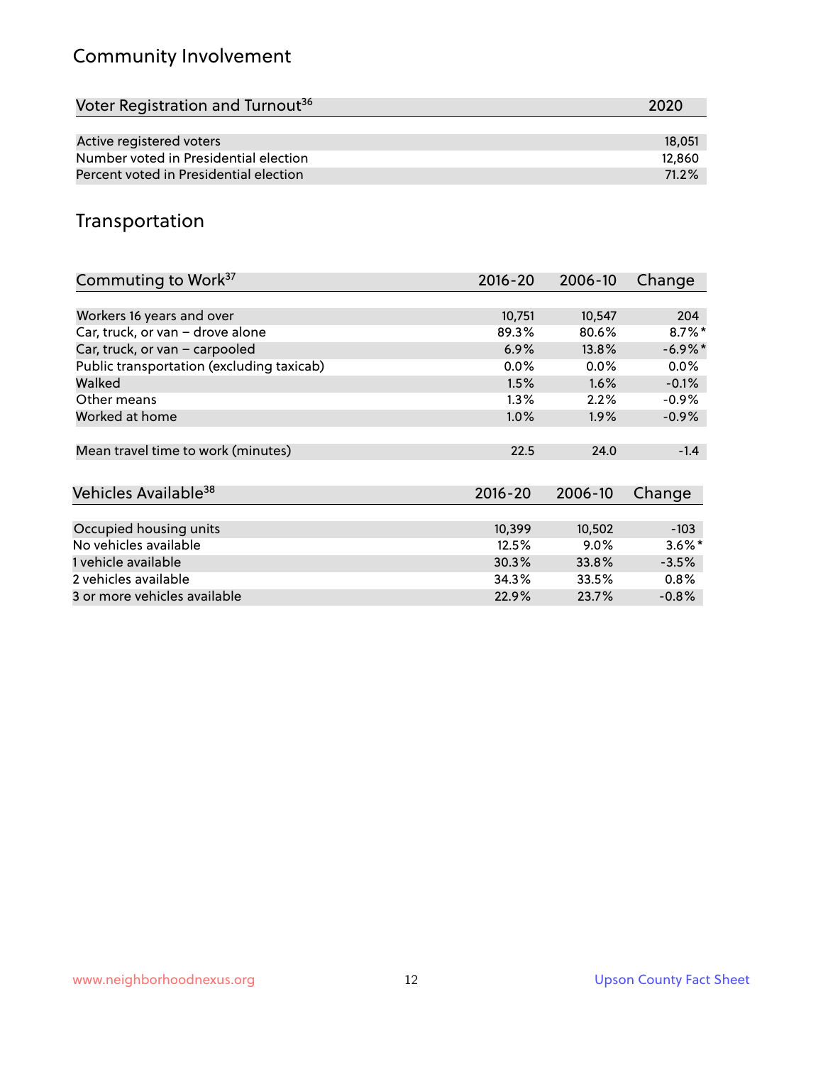## Community Involvement

| Voter Registration and Turnout[36] | 2020 |
|---|---|
| Active registered voters | 18,051 |
| Number voted in Presidential election | 12,860 |
| Percent voted in Presidential election | 71.2% |

## Transportation

| Commuting to Work[37] | 2016-20 | 2006-10 | Change |
|---|---|---|---|
| Workers 16 years and over | 10,751 | 10,547 | 204 |
| Car, truck, or van – drove alone | 89.3% | 80.6% | 8.7%* |
| Car, truck, or van – carpooled | 6.9% | 13.8% | -6.9%* |
| Public transportation (excluding taxicab) | 0.0% | 0.0% | 0.0% |
| Walked | 1.5% | 1.6% | -0.1% |
| Other means | 1.3% | 2.2% | -0.9% |
| Worked at home | 1.0% | 1.9% | -0.9% |
| Mean travel time to work (minutes) | 22.5 | 24.0 | -1.4 |

| Vehicles Available[38] | 2016-20 | 2006-10 | Change |
|---|---|---|---|
| Occupied housing units | 10,399 | 10,502 | -103 |
| No vehicles available | 12.5% | 9.0% | 3.6%* |
| 1 vehicle available | 30.3% | 33.8% | -3.5% |
| 2 vehicles available | 34.3% | 33.5% | 0.8% |
| 3 or more vehicles available | 22.9% | 23.7% | -0.8% |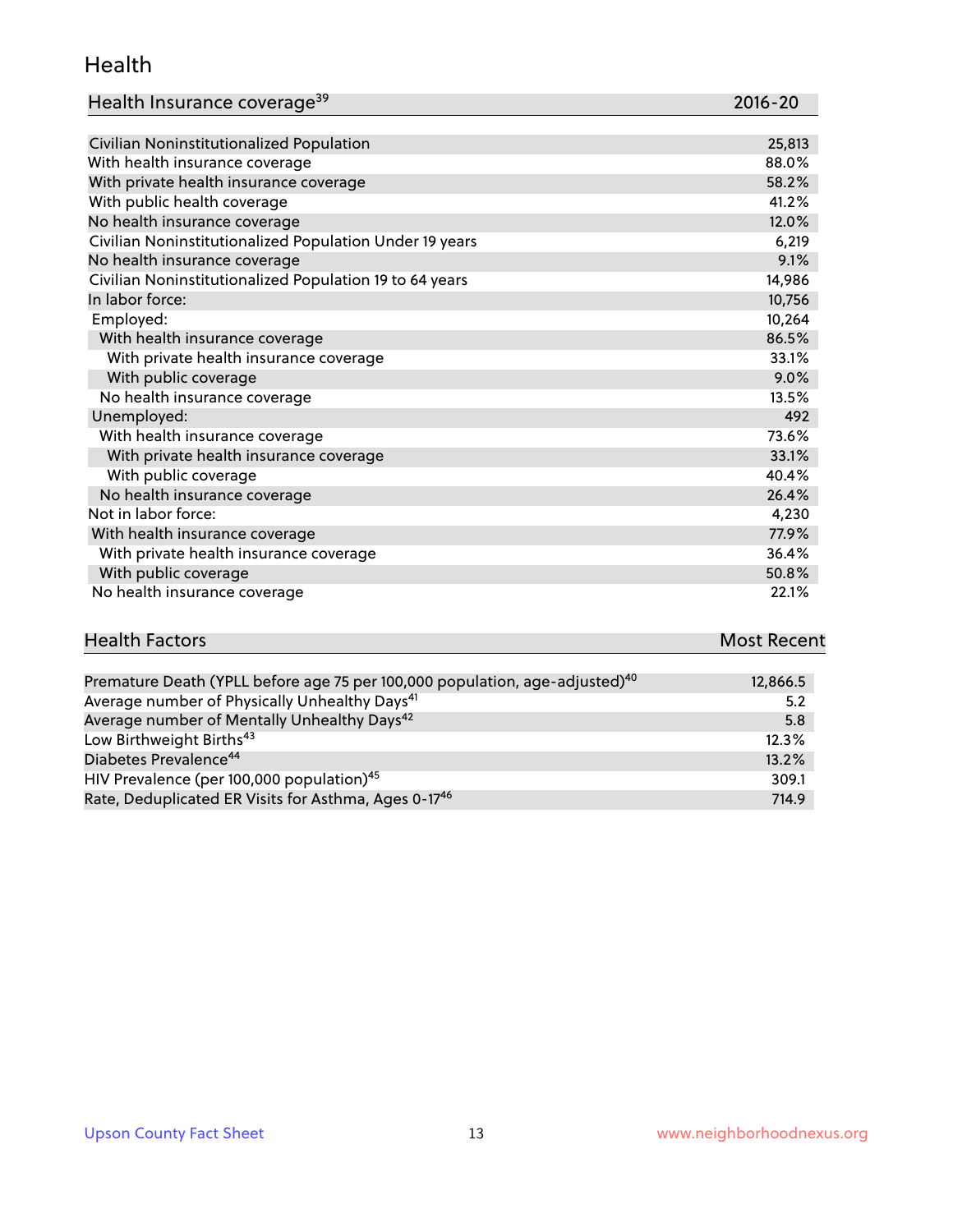## Health

| Health Insurance coverage[39] | 2016-20 |
|---|---|
| Civilian Noninstitutionalized Population | 25,813 |
| With health insurance coverage | 88.0% |
| With private health insurance coverage | 58.2% |
| With public health coverage | 41.2% |
| No health insurance coverage | 12.0% |
| Civilian Noninstitutionalized Population Under 19 years | 6,219 |
| No health insurance coverage | 9.1% |
| Civilian Noninstitutionalized Population 19 to 64 years | 14,986 |
| In labor force: | 10,756 |
| Employed: | 10,264 |
| With health insurance coverage | 86.5% |
| With private health insurance coverage | 33.1% |
| With public coverage | 9.0% |
| No health insurance coverage | 13.5% |
| Unemployed: | 492 |
| With health insurance coverage | 73.6% |
| With private health insurance coverage | 33.1% |
| With public coverage | 40.4% |
| No health insurance coverage | 26.4% |
| Not in labor force: | 4,230 |
| With health insurance coverage | 77.9% |
| With private health insurance coverage | 36.4% |
| With public coverage | 50.8% |
| No health insurance coverage | 22.1% |

| Health Factors | Most Recent |
|---|---|
| Premature Death (YPLL before age 75 per 100,000 population, age-adjusted)[40] | 12,866.5 |
| Average number of Physically Unhealthy Days[41] | 5.2 |
| Average number of Mentally Unhealthy Days[42] | 5.8 |
| Low Birthweight Births[43] | 12.3% |
| Diabetes Prevalence[44] | 13.2% |
| HIV Prevalence (per 100,000 population)[45] | 309.1 |
| Rate, Deduplicated ER Visits for Asthma, Ages 0-17[46] | 714.9 |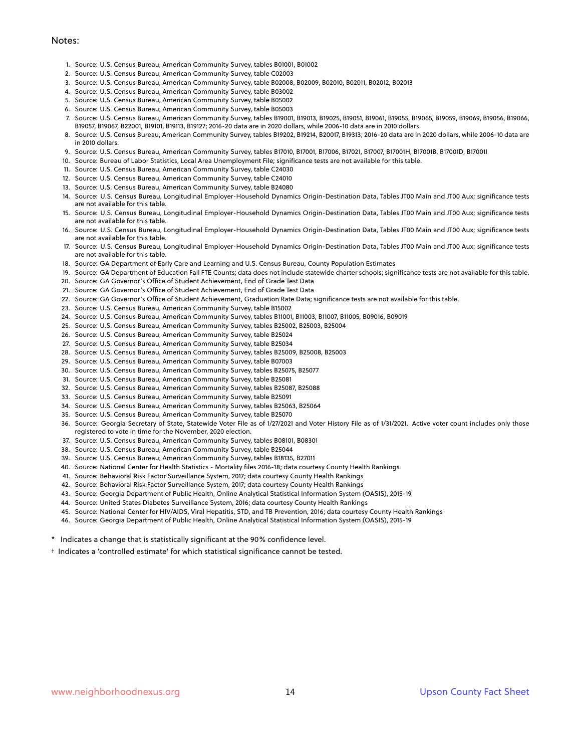Notes:

1. Source: U.S. Census Bureau, American Community Survey, tables B01001, B01002
2. Source: U.S. Census Bureau, American Community Survey, table C02003
3. Source: U.S. Census Bureau, American Community Survey, table B02008, B02009, B02010, B02011, B02012, B02013
4. Source: U.S. Census Bureau, American Community Survey, table B03002
5. Source: U.S. Census Bureau, American Community Survey, table B05002
6. Source: U.S. Census Bureau, American Community Survey, table B05003
7. Source: U.S. Census Bureau, American Community Survey, tables B19001, B19013, B19025, B19051, B19061, B19055, B19065, B19059, B19069, B19056, B19066, B19057, B19067, B22001, B19101, B19113, B19127; 2016-20 data are in 2020 dollars, while 2006-10 data are in 2010 dollars.
8. Source: U.S. Census Bureau, American Community Survey, tables B19202, B19214, B20017, B19313; 2016-20 data are in 2020 dollars, while 2006-10 data are in 2010 dollars.
9. Source: U.S. Census Bureau, American Community Survey, tables B17010, B17001, B17006, B17021, B17007, B17001H, B17001B, B17001D, B17001I
10. Source: Bureau of Labor Statistics, Local Area Unemployment File; significance tests are not available for this table.
11. Source: U.S. Census Bureau, American Community Survey, table C24030
12. Source: U.S. Census Bureau, American Community Survey, table C24010
13. Source: U.S. Census Bureau, American Community Survey, table B24080
14. Source: U.S. Census Bureau, Longitudinal Employer-Household Dynamics Origin-Destination Data, Tables JT00 Main and JT00 Aux; significance tests are not available for this table.
15. Source: U.S. Census Bureau, Longitudinal Employer-Household Dynamics Origin-Destination Data, Tables JT00 Main and JT00 Aux; significance tests are not available for this table.
16. Source: U.S. Census Bureau, Longitudinal Employer-Household Dynamics Origin-Destination Data, Tables JT00 Main and JT00 Aux; significance tests are not available for this table.
17. Source: U.S. Census Bureau, Longitudinal Employer-Household Dynamics Origin-Destination Data, Tables JT00 Main and JT00 Aux; significance tests are not available for this table.
18. Source: GA Department of Early Care and Learning and U.S. Census Bureau, County Population Estimates
19. Source: GA Department of Education Fall FTE Counts; data does not include statewide charter schools; significance tests are not available for this table.
20. Source: GA Governor's Office of Student Achievement, End of Grade Test Data
21. Source: GA Governor's Office of Student Achievement, End of Grade Test Data
22. Source: GA Governor's Office of Student Achievement, Graduation Rate Data; significance tests are not available for this table.
23. Source: U.S. Census Bureau, American Community Survey, table B15002
24. Source: U.S. Census Bureau, American Community Survey, tables B11001, B11003, B11007, B11005, B09016, B09019
25. Source: U.S. Census Bureau, American Community Survey, tables B25002, B25003, B25004
26. Source: U.S. Census Bureau, American Community Survey, table B25024
27. Source: U.S. Census Bureau, American Community Survey, table B25034
28. Source: U.S. Census Bureau, American Community Survey, tables B25009, B25008, B25003
29. Source: U.S. Census Bureau, American Community Survey, table B07003
30. Source: U.S. Census Bureau, American Community Survey, tables B25075, B25077
31. Source: U.S. Census Bureau, American Community Survey, table B25081
32. Source: U.S. Census Bureau, American Community Survey, tables B25087, B25088
33. Source: U.S. Census Bureau, American Community Survey, table B25091
34. Source: U.S. Census Bureau, American Community Survey, tables B25063, B25064
35. Source: U.S. Census Bureau, American Community Survey, table B25070
36. Source: Georgia Secretary of State, Statewide Voter File as of 1/27/2021 and Voter History File as of 1/31/2021. Active voter count includes only those registered to vote in time for the November, 2020 election.
37. Source: U.S. Census Bureau, American Community Survey, tables B08101, B08301
38. Source: U.S. Census Bureau, American Community Survey, table B25044
39. Source: U.S. Census Bureau, American Community Survey, tables B18135, B27011
40. Source: National Center for Health Statistics - Mortality files 2016-18; data courtesy County Health Rankings
41. Source: Behavioral Risk Factor Surveillance System, 2017; data courtesy County Health Rankings
42. Source: Behavioral Risk Factor Surveillance System, 2017; data courtesy County Health Rankings
43. Source: Georgia Department of Public Health, Online Analytical Statistical Information System (OASIS), 2015-19
44. Source: United States Diabetes Surveillance System, 2016; data courtesy County Health Rankings
45. Source: National Center for HIV/AIDS, Viral Hepatitis, STD, and TB Prevention, 2016; data courtesy County Health Rankings
46. Source: Georgia Department of Public Health, Online Analytical Statistical Information System (OASIS), 2015-19

\* Indicates a change that is statistically significant at the 90% confidence level.

† Indicates a 'controlled estimate' for which statistical significance cannot be tested.